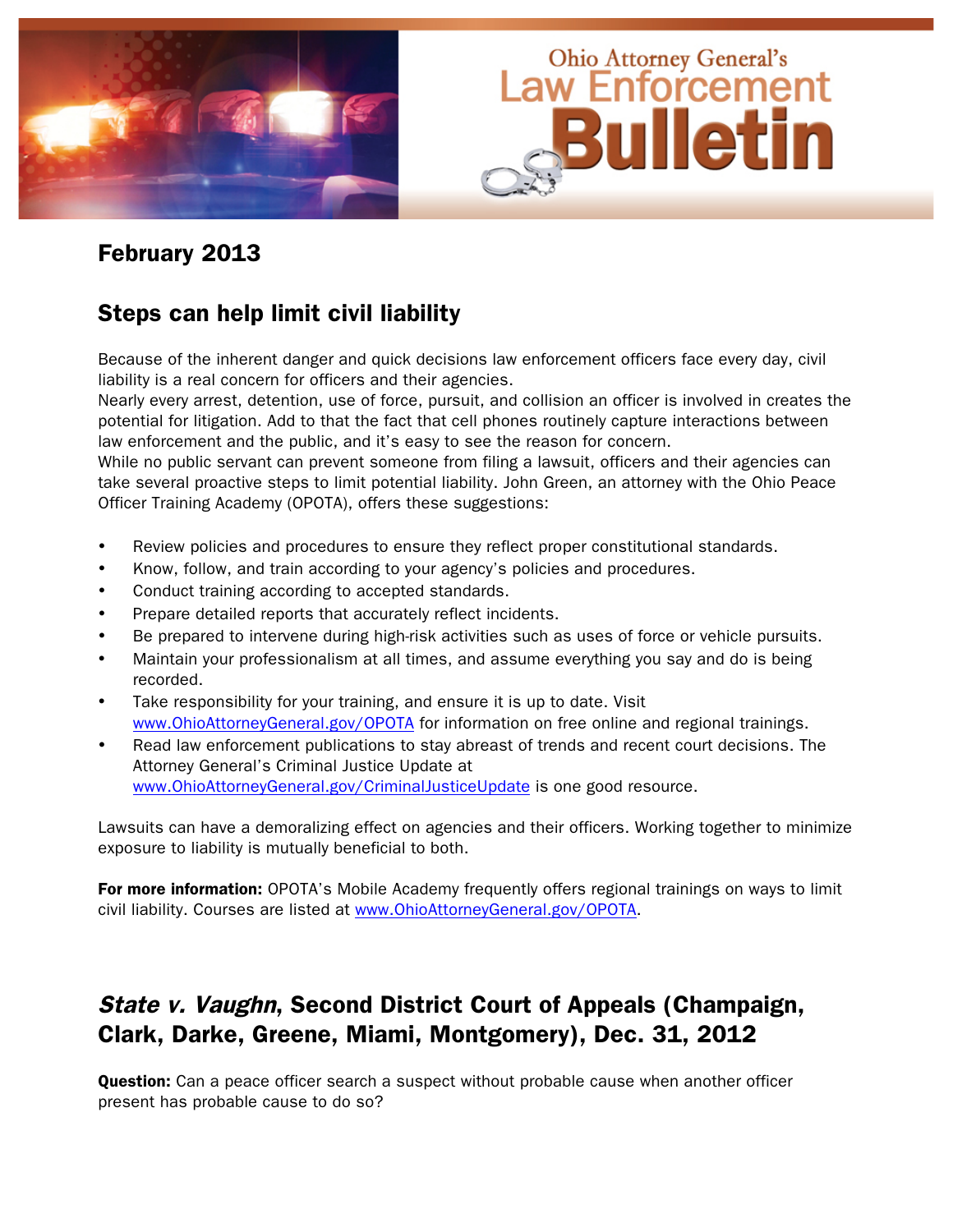# Ohio Attorney General's Law Enforcement Bulletin

## February 2013

## Steps can help limit civil liability

Because of the inherent danger and quick decisions law enforcement officers face every day, civil liability is a real concern for officers and their agencies.

Nearly every arrest, detention, use of force, pursuit, and collision an officer is involved in creates the potential for litigation. Add to that the fact that cell phones routinely capture interactions between law enforcement and the public, and it's easy to see the reason for concern.

While no public servant can prevent someone from filing a lawsuit, officers and their agencies can take several proactive steps to limit potential liability. John Green, an attorney with the Ohio Peace Officer Training Academy (OPOTA), offers these suggestions:

- Review policies and procedures to ensure they reflect proper constitutional standards.
- Know, follow, and train according to your agency's policies and procedures.
- Conduct training according to accepted standards.
- Prepare detailed reports that accurately reflect incidents.
- Be prepared to intervene during high-risk activities such as uses of force or vehicle pursuits.
- Maintain your professionalism at all times, and assume everything you say and do is being recorded.
- Take responsibility for your training, and ensure it is up to date. Visit www.OhioAttorneyGeneral.gov/OPOTA for information on free online and regional trainings.
- Read law enforcement publications to stay abreast of trends and recent court decisions. The Attorney General's Criminal Justice Update at www.OhioAttorneyGeneral.gov/CriminalJusticeUpdate is one good resource.

Lawsuits can have a demoralizing effect on agencies and their officers. Working together to minimize exposure to liability is mutually beneficial to both.

**For more information:** OPOTA's Mobile Academy frequently offers regional trainings on ways to limit civil liability. Courses are listed at www.OhioAttorneyGeneral.gov/OPOTA.

## *State v. Vaughn*, Second District Court of Appeals (Champaign, Clark, Darke, Greene, Miami, Montgomery), Dec. 31, 2012

**Question:** Can a peace officer search a suspect without probable cause when another officer present has probable cause to do so?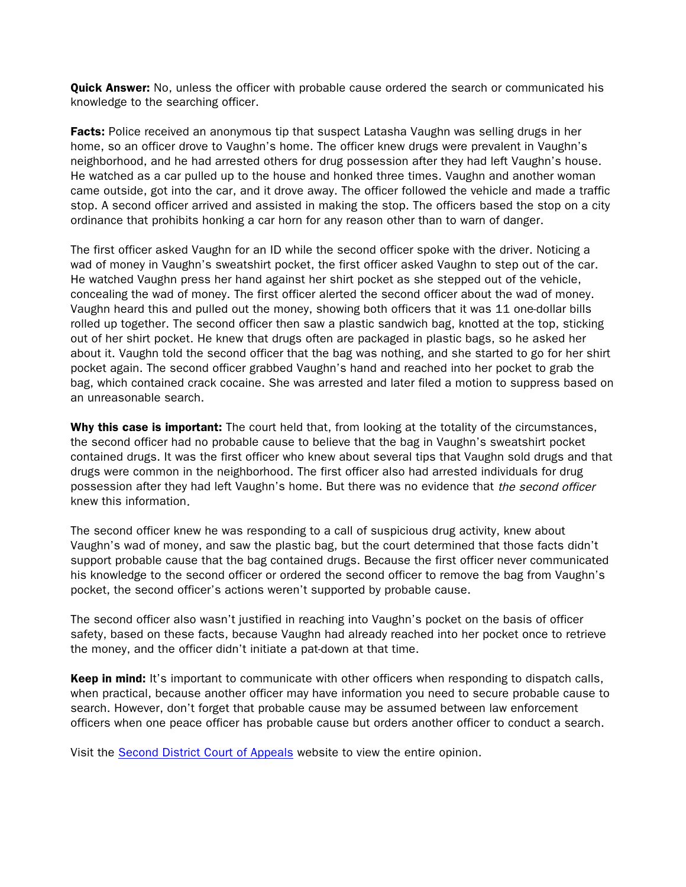**Quick Answer:** No, unless the officer with probable cause ordered the search or communicated his knowledge to the searching officer.

**Facts:** Police received an anonymous tip that suspect Latasha Vaughn was selling drugs in her home, so an officer drove to Vaughn's home. The officer knew drugs were prevalent in Vaughn's neighborhood, and he had arrested others for drug possession after they had left Vaughn's house. He watched as a car pulled up to the house and honked three times. Vaughn and another woman came outside, got into the car, and it drove away. The officer followed the vehicle and made a traffic stop. A second officer arrived and assisted in making the stop. The officers based the stop on a city ordinance that prohibits honking a car horn for any reason other than to warn of danger.

The first officer asked Vaughn for an ID while the second officer spoke with the driver. Noticing a wad of money in Vaughn's sweatshirt pocket, the first officer asked Vaughn to step out of the car. He watched Vaughn press her hand against her shirt pocket as she stepped out of the vehicle, concealing the wad of money. The first officer alerted the second officer about the wad of money. Vaughn heard this and pulled out the money, showing both officers that it was 11 one-dollar bills rolled up together. The second officer then saw a plastic sandwich bag, knotted at the top, sticking out of her shirt pocket. He knew that drugs often are packaged in plastic bags, so he asked her about it. Vaughn told the second officer that the bag was nothing, and she started to go for her shirt pocket again. The second officer grabbed Vaughn's hand and reached into her pocket to grab the bag, which contained crack cocaine. She was arrested and later filed a motion to suppress based on an unreasonable search.

**Why this case is important:** The court held that, from looking at the totality of the circumstances, the second officer had no probable cause to believe that the bag in Vaughn's sweatshirt pocket contained drugs. It was the first officer who knew about several tips that Vaughn sold drugs and that drugs were common in the neighborhood. The first officer also had arrested individuals for drug possession after they had left Vaughn's home. But there was no evidence that *the second officer* knew this information.

The second officer knew he was responding to a call of suspicious drug activity, knew about Vaughn's wad of money, and saw the plastic bag, but the court determined that those facts didn't support probable cause that the bag contained drugs. Because the first officer never communicated his knowledge to the second officer or ordered the second officer to remove the bag from Vaughn's pocket, the second officer's actions weren't supported by probable cause.

The second officer also wasn't justified in reaching into Vaughn's pocket on the basis of officer safety, based on these facts, because Vaughn had already reached into her pocket once to retrieve the money, and the officer didn't initiate a pat-down at that time.

**Keep in mind:** It's important to communicate with other officers when responding to dispatch calls, when practical, because another officer may have information you need to secure probable cause to search. However, don't forget that probable cause may be assumed between law enforcement officers when one peace officer has probable cause but orders another officer to conduct a search.

Visit the [Second District Court of Appeals] website to view the entire opinion.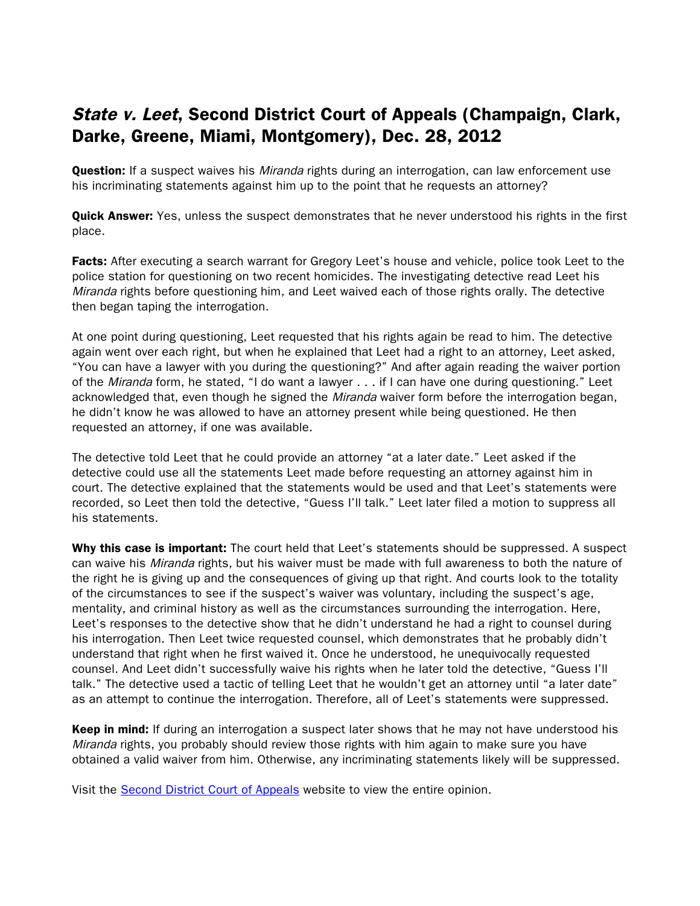## *State v. Leet*, Second District Court of Appeals (Champaign, Clark, Darke, Greene, Miami, Montgomery), Dec. 28, 2012

**Question:** If a suspect waives his *Miranda* rights during an interrogation, can law enforcement use his incriminating statements against him up to the point that he requests an attorney?

**Quick Answer:** Yes, unless the suspect demonstrates that he never understood his rights in the first place.

**Facts:** After executing a search warrant for Gregory Leet's house and vehicle, police took Leet to the police station for questioning on two recent homicides. The investigating detective read Leet his *Miranda* rights before questioning him, and Leet waived each of those rights orally. The detective then began taping the interrogation.

At one point during questioning, Leet requested that his rights again be read to him. The detective again went over each right, but when he explained that Leet had a right to an attorney, Leet asked, "You can have a lawyer with you during the questioning?" And after again reading the waiver portion of the *Miranda* form, he stated, "I do want a lawyer . . . if I can have one during questioning." Leet acknowledged that, even though he signed the *Miranda* waiver form before the interrogation began, he didn't know he was allowed to have an attorney present while being questioned. He then requested an attorney, if one was available.

The detective told Leet that he could provide an attorney "at a later date." Leet asked if the detective could use all the statements Leet made before requesting an attorney against him in court. The detective explained that the statements would be used and that Leet's statements were recorded, so Leet then told the detective, "Guess I'll talk." Leet later filed a motion to suppress all his statements.

**Why this case is important:** The court held that Leet's statements should be suppressed. A suspect can waive his *Miranda* rights, but his waiver must be made with full awareness to both the nature of the right he is giving up and the consequences of giving up that right. And courts look to the totality of the circumstances to see if the suspect's waiver was voluntary, including the suspect's age, mentality, and criminal history as well as the circumstances surrounding the interrogation. Here, Leet's responses to the detective show that he didn't understand he had a right to counsel during his interrogation. Then Leet twice requested counsel, which demonstrates that he probably didn't understand that right when he first waived it. Once he understood, he unequivocally requested counsel. And Leet didn't successfully waive his rights when he later told the detective, "Guess I'll talk." The detective used a tactic of telling Leet that he wouldn't get an attorney until "a later date" as an attempt to continue the interrogation. Therefore, all of Leet's statements were suppressed.

**Keep in mind:** If during an interrogation a suspect later shows that he may not have understood his *Miranda* rights, you probably should review those rights with him again to make sure you have obtained a valid waiver from him. Otherwise, any incriminating statements likely will be suppressed.

Visit the [Second District Court of Appeals](#) website to view the entire opinion.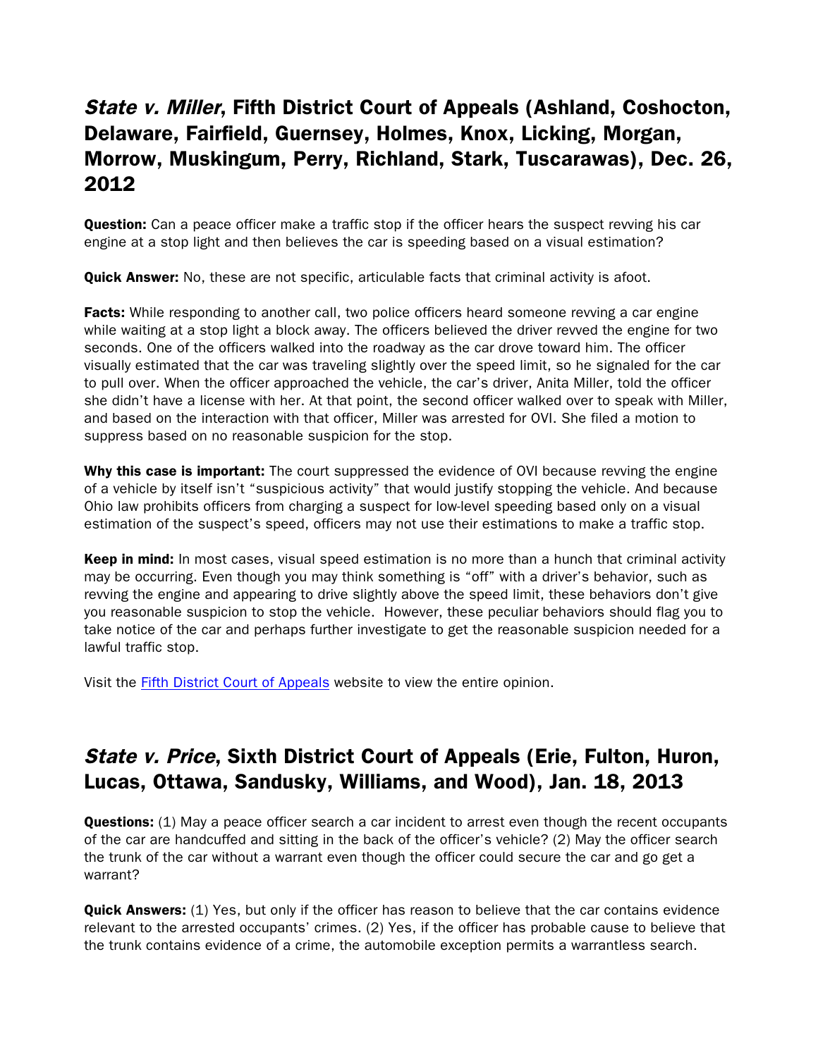## *State v. Miller*, Fifth District Court of Appeals (Ashland, Coshocton, Delaware, Fairfield, Guernsey, Holmes, Knox, Licking, Morgan, Morrow, Muskingum, Perry, Richland, Stark, Tuscarawas), Dec. 26, 2012

**Question:** Can a peace officer make a traffic stop if the officer hears the suspect revving his car engine at a stop light and then believes the car is speeding based on a visual estimation?

**Quick Answer:** No, these are not specific, articulable facts that criminal activity is afoot.

**Facts:** While responding to another call, two police officers heard someone revving a car engine while waiting at a stop light a block away. The officers believed the driver revved the engine for two seconds. One of the officers walked into the roadway as the car drove toward him. The officer visually estimated that the car was traveling slightly over the speed limit, so he signaled for the car to pull over. When the officer approached the vehicle, the car's driver, Anita Miller, told the officer she didn't have a license with her. At that point, the second officer walked over to speak with Miller, and based on the interaction with that officer, Miller was arrested for OVI. She filed a motion to suppress based on no reasonable suspicion for the stop.

**Why this case is important:** The court suppressed the evidence of OVI because revving the engine of a vehicle by itself isn't "suspicious activity" that would justify stopping the vehicle. And because Ohio law prohibits officers from charging a suspect for low-level speeding based only on a visual estimation of the suspect's speed, officers may not use their estimations to make a traffic stop.

**Keep in mind:** In most cases, visual speed estimation is no more than a hunch that criminal activity may be occurring. Even though you may think something is "off" with a driver's behavior, such as revving the engine and appearing to drive slightly above the speed limit, these behaviors don't give you reasonable suspicion to stop the vehicle. However, these peculiar behaviors should flag you to take notice of the car and perhaps further investigate to get the reasonable suspicion needed for a lawful traffic stop.

Visit the [Fifth District Court of Appeals](#) website to view the entire opinion.

## *State v. Price*, Sixth District Court of Appeals (Erie, Fulton, Huron, Lucas, Ottawa, Sandusky, Williams, and Wood), Jan. 18, 2013

**Questions:** (1) May a peace officer search a car incident to arrest even though the recent occupants of the car are handcuffed and sitting in the back of the officer's vehicle? (2) May the officer search the trunk of the car without a warrant even though the officer could secure the car and go get a warrant?

**Quick Answers:** (1) Yes, but only if the officer has reason to believe that the car contains evidence relevant to the arrested occupants' crimes. (2) Yes, if the officer has probable cause to believe that the trunk contains evidence of a crime, the automobile exception permits a warrantless search.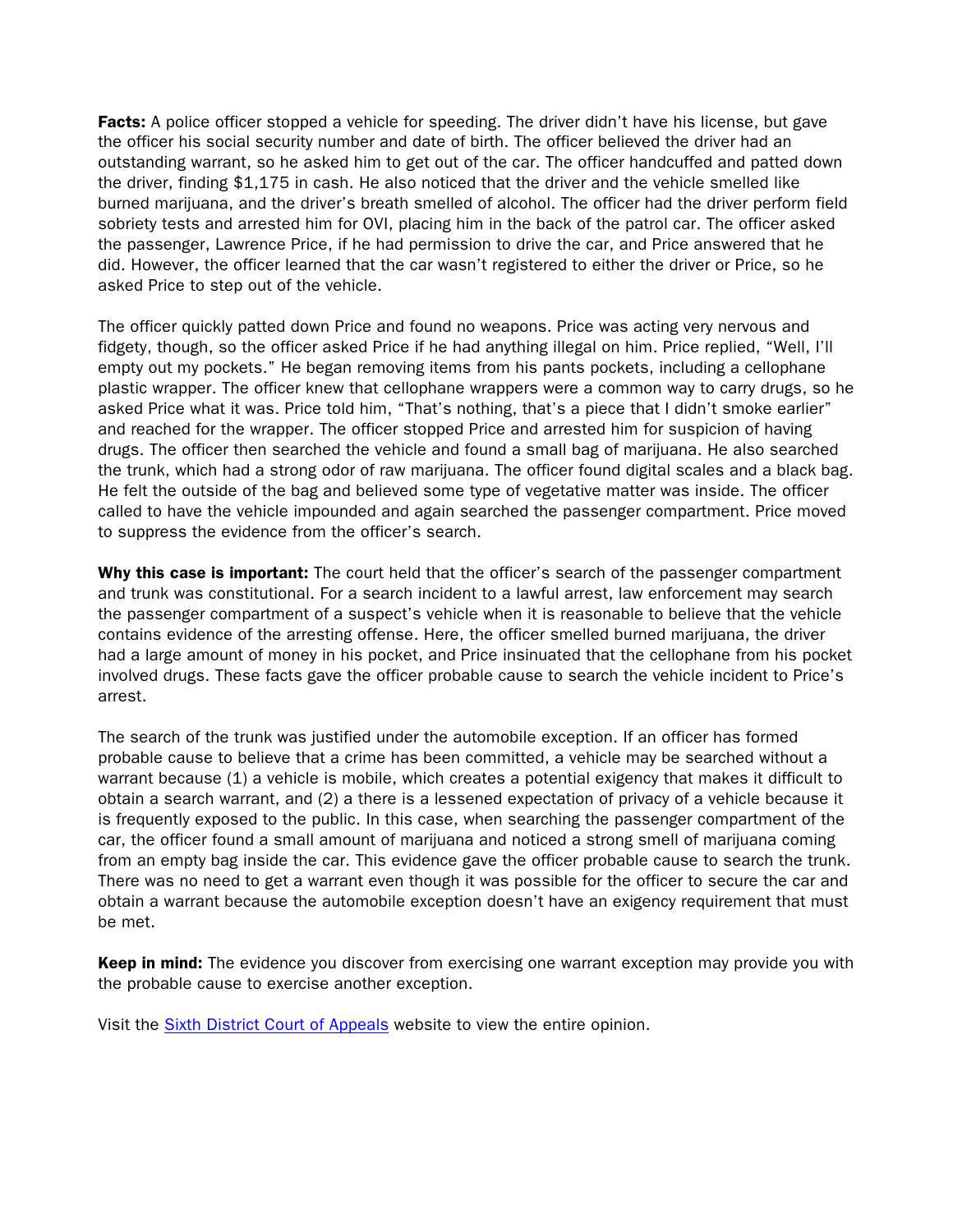**Facts:** A police officer stopped a vehicle for speeding. The driver didn't have his license, but gave the officer his social security number and date of birth. The officer believed the driver had an outstanding warrant, so he asked him to get out of the car. The officer handcuffed and patted down the driver, finding $1,175 in cash. He also noticed that the driver and the vehicle smelled like burned marijuana, and the driver's breath smelled of alcohol. The officer had the driver perform field sobriety tests and arrested him for OVI, placing him in the back of the patrol car. The officer asked the passenger, Lawrence Price, if he had permission to drive the car, and Price answered that he did. However, the officer learned that the car wasn't registered to either the driver or Price, so he asked Price to step out of the vehicle.

The officer quickly patted down Price and found no weapons. Price was acting very nervous and fidgety, though, so the officer asked Price if he had anything illegal on him. Price replied, "Well, I'll empty out my pockets." He began removing items from his pants pockets, including a cellophane plastic wrapper. The officer knew that cellophane wrappers were a common way to carry drugs, so he asked Price what it was. Price told him, "That's nothing, that's a piece that I didn't smoke earlier" and reached for the wrapper. The officer stopped Price and arrested him for suspicion of having drugs. The officer then searched the vehicle and found a small bag of marijuana. He also searched the trunk, which had a strong odor of raw marijuana. The officer found digital scales and a black bag. He felt the outside of the bag and believed some type of vegetative matter was inside. The officer called to have the vehicle impounded and again searched the passenger compartment. Price moved to suppress the evidence from the officer's search.

**Why this case is important:** The court held that the officer's search of the passenger compartment and trunk was constitutional. For a search incident to a lawful arrest, law enforcement may search the passenger compartment of a suspect's vehicle when it is reasonable to believe that the vehicle contains evidence of the arresting offense. Here, the officer smelled burned marijuana, the driver had a large amount of money in his pocket, and Price insinuated that the cellophane from his pocket involved drugs. These facts gave the officer probable cause to search the vehicle incident to Price's arrest.

The search of the trunk was justified under the automobile exception. If an officer has formed probable cause to believe that a crime has been committed, a vehicle may be searched without a warrant because (1) a vehicle is mobile, which creates a potential exigency that makes it difficult to obtain a search warrant, and (2) a there is a lessened expectation of privacy of a vehicle because it is frequently exposed to the public. In this case, when searching the passenger compartment of the car, the officer found a small amount of marijuana and noticed a strong smell of marijuana coming from an empty bag inside the car. This evidence gave the officer probable cause to search the trunk. There was no need to get a warrant even though it was possible for the officer to secure the car and obtain a warrant because the automobile exception doesn't have an exigency requirement that must be met.

**Keep in mind:** The evidence you discover from exercising one warrant exception may provide you with the probable cause to exercise another exception.

Visit the [Sixth District Court of Appeals] website to view the entire opinion.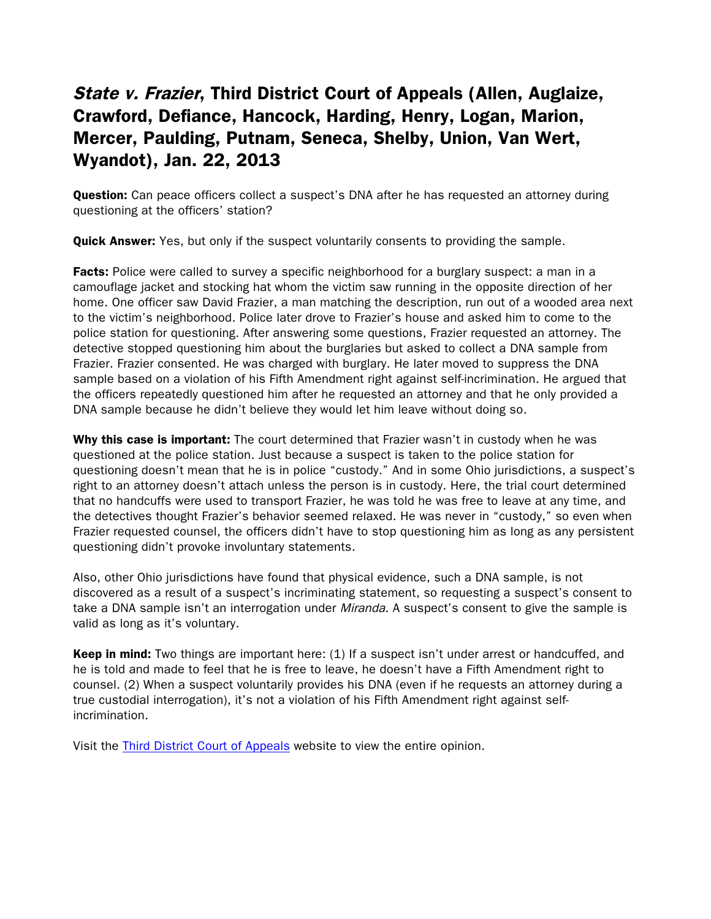## *State v. Frazier*, Third District Court of Appeals (Allen, Auglaize, Crawford, Defiance, Hancock, Harding, Henry, Logan, Marion, Mercer, Paulding, Putnam, Seneca, Shelby, Union, Van Wert, Wyandot), Jan. 22, 2013

**Question:** Can peace officers collect a suspect's DNA after he has requested an attorney during questioning at the officers' station?

**Quick Answer:** Yes, but only if the suspect voluntarily consents to providing the sample.

**Facts:** Police were called to survey a specific neighborhood for a burglary suspect: a man in a camouflage jacket and stocking hat whom the victim saw running in the opposite direction of her home. One officer saw David Frazier, a man matching the description, run out of a wooded area next to the victim's neighborhood. Police later drove to Frazier's house and asked him to come to the police station for questioning. After answering some questions, Frazier requested an attorney. The detective stopped questioning him about the burglaries but asked to collect a DNA sample from Frazier. Frazier consented. He was charged with burglary. He later moved to suppress the DNA sample based on a violation of his Fifth Amendment right against self-incrimination. He argued that the officers repeatedly questioned him after he requested an attorney and that he only provided a DNA sample because he didn't believe they would let him leave without doing so.

**Why this case is important:** The court determined that Frazier wasn't in custody when he was questioned at the police station. Just because a suspect is taken to the police station for questioning doesn't mean that he is in police "custody." And in some Ohio jurisdictions, a suspect's right to an attorney doesn't attach unless the person is in custody. Here, the trial court determined that no handcuffs were used to transport Frazier, he was told he was free to leave at any time, and the detectives thought Frazier's behavior seemed relaxed. He was never in "custody," so even when Frazier requested counsel, the officers didn't have to stop questioning him as long as any persistent questioning didn't provoke involuntary statements.

Also, other Ohio jurisdictions have found that physical evidence, such a DNA sample, is not discovered as a result of a suspect's incriminating statement, so requesting a suspect's consent to take a DNA sample isn't an interrogation under *Miranda*. A suspect's consent to give the sample is valid as long as it's voluntary.

**Keep in mind:** Two things are important here: (1) If a suspect isn't under arrest or handcuffed, and he is told and made to feel that he is free to leave, he doesn't have a Fifth Amendment right to counsel. (2) When a suspect voluntarily provides his DNA (even if he requests an attorney during a true custodial interrogation), it's not a violation of his Fifth Amendment right against self-incrimination.

Visit the Third District Court of Appeals website to view the entire opinion.